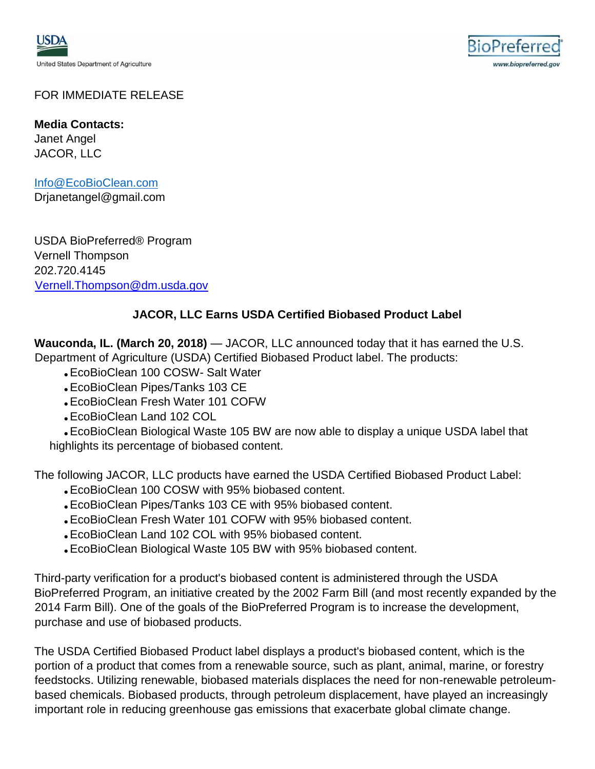United States Department of Agriculture

www.biopreferred.gov

FOR IMMEDIATE RELEASE

**Media Contacts:**
Janet Angel
JACOR, LLC

Info@EcoBioClean.com
Drjanetangel@gmail.com

USDA BioPreferred® Program
Vernell Thompson
202.720.4145
Vernell.Thompson@dm.usda.gov

**JACOR, LLC Earns USDA Certified Biobased Product Label**

**Wauconda, IL. (March 20, 2018)** — JACOR, LLC announced today that it has earned the U.S. Department of Agriculture (USDA) Certified Biobased Product label. The products:

- EcoBioClean 100 COSW- Salt Water
- EcoBioClean Pipes/Tanks 103 CE
- EcoBioClean Fresh Water 101 COFW
- EcoBioClean Land 102 COL
- EcoBioClean Biological Waste 105 BW are now able to display a unique USDA label that highlights its percentage of biobased content.

The following JACOR, LLC products have earned the USDA Certified Biobased Product Label:

- EcoBioClean 100 COSW with 95% biobased content.
- EcoBioClean Pipes/Tanks 103 CE with 95% biobased content.
- EcoBioClean Fresh Water 101 COFW with 95% biobased content.
- EcoBioClean Land 102 COL with 95% biobased content.
- EcoBioClean Biological Waste 105 BW with 95% biobased content.

Third-party verification for a product's biobased content is administered through the USDA BioPreferred Program, an initiative created by the 2002 Farm Bill (and most recently expanded by the 2014 Farm Bill). One of the goals of the BioPreferred Program is to increase the development, purchase and use of biobased products.

The USDA Certified Biobased Product label displays a product's biobased content, which is the portion of a product that comes from a renewable source, such as plant, animal, marine, or forestry feedstocks. Utilizing renewable, biobased materials displaces the need for non-renewable petroleum-based chemicals. Biobased products, through petroleum displacement, have played an increasingly important role in reducing greenhouse gas emissions that exacerbate global climate change.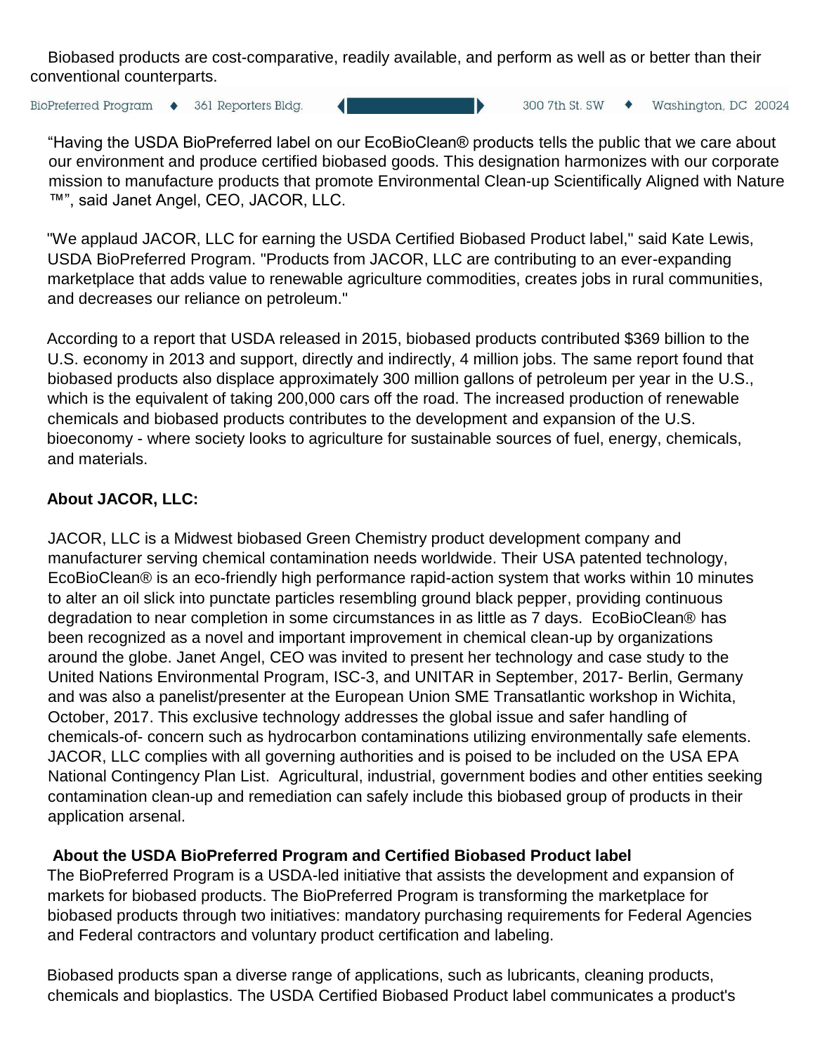Biobased products are cost-comparative, readily available, and perform as well as or better than their conventional counterparts.

BioPreferred Program ◆ 361 Reporters Bldg. 300 7th St. SW ◆ Washington, DC 20024

“Having the USDA BioPreferred label on our EcoBioClean® products tells the public that we care about our environment and produce certified biobased goods. This designation harmonizes with our corporate mission to manufacture products that promote Environmental Clean-up Scientifically Aligned with Nature ™”, said Janet Angel, CEO, JACOR, LLC.

"We applaud JACOR, LLC for earning the USDA Certified Biobased Product label," said Kate Lewis, USDA BioPreferred Program. "Products from JACOR, LLC are contributing to an ever-expanding marketplace that adds value to renewable agriculture commodities, creates jobs in rural communities, and decreases our reliance on petroleum."

According to a report that USDA released in 2015, biobased products contributed $369 billion to the U.S. economy in 2013 and support, directly and indirectly, 4 million jobs. The same report found that biobased products also displace approximately 300 million gallons of petroleum per year in the U.S., which is the equivalent of taking 200,000 cars off the road. The increased production of renewable chemicals and biobased products contributes to the development and expansion of the U.S. bioeconomy - where society looks to agriculture for sustainable sources of fuel, energy, chemicals, and materials.

**About JACOR, LLC:**

JACOR, LLC is a Midwest biobased Green Chemistry product development company and manufacturer serving chemical contamination needs worldwide. Their USA patented technology, EcoBioClean® is an eco-friendly high performance rapid-action system that works within 10 minutes to alter an oil slick into punctate particles resembling ground black pepper, providing continuous degradation to near completion in some circumstances in as little as 7 days. EcoBioClean® has been recognized as a novel and important improvement in chemical clean-up by organizations around the globe. Janet Angel, CEO was invited to present her technology and case study to the United Nations Environmental Program, ISC-3, and UNITAR in September, 2017- Berlin, Germany and was also a panelist/presenter at the European Union SME Transatlantic workshop in Wichita, October, 2017. This exclusive technology addresses the global issue and safer handling of chemicals-of- concern such as hydrocarbon contaminations utilizing environmentally safe elements. JACOR, LLC complies with all governing authorities and is poised to be included on the USA EPA National Contingency Plan List. Agricultural, industrial, government bodies and other entities seeking contamination clean-up and remediation can safely include this biobased group of products in their application arsenal.

**About the USDA BioPreferred Program and Certified Biobased Product label**

The BioPreferred Program is a USDA-led initiative that assists the development and expansion of markets for biobased products. The BioPreferred Program is transforming the marketplace for biobased products through two initiatives: mandatory purchasing requirements for Federal Agencies and Federal contractors and voluntary product certification and labeling.

Biobased products span a diverse range of applications, such as lubricants, cleaning products, chemicals and bioplastics. The USDA Certified Biobased Product label communicates a product's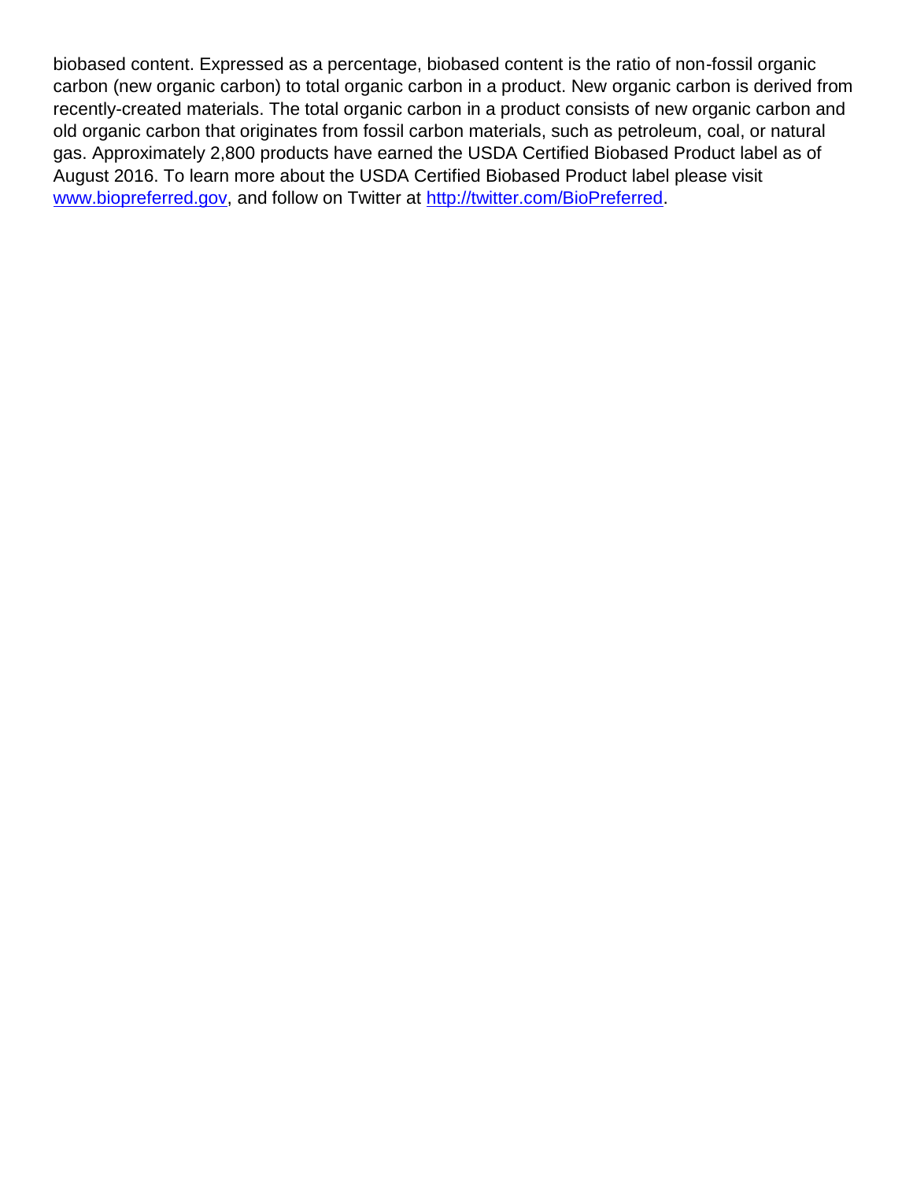biobased content. Expressed as a percentage, biobased content is the ratio of non-fossil organic carbon (new organic carbon) to total organic carbon in a product. New organic carbon is derived from recently-created materials. The total organic carbon in a product consists of new organic carbon and old organic carbon that originates from fossil carbon materials, such as petroleum, coal, or natural gas. Approximately 2,800 products have earned the USDA Certified Biobased Product label as of August 2016. To learn more about the USDA Certified Biobased Product label please visit [www.biopreferred.gov](http://www.biopreferred.gov), and follow on Twitter at [http://twitter.com/BioPreferred](http://twitter.com/BioPreferred).